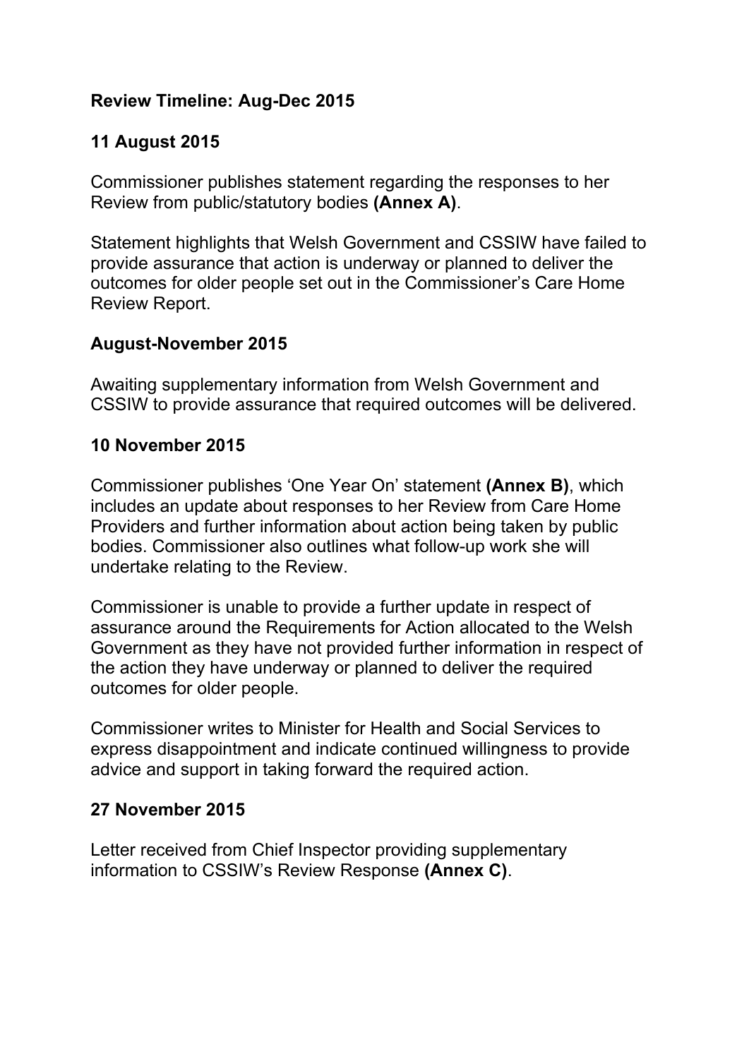## Review Timeline: Aug-Dec 2015

### 11 August 2015

Commissioner publishes statement regarding the responses to her Review from public/statutory bodies **(Annex A)**.

Statement highlights that Welsh Government and CSSIW have failed to provide assurance that action is underway or planned to deliver the outcomes for older people set out in the Commissioner's Care Home Review Report.

### August-November 2015

Awaiting supplementary information from Welsh Government and CSSIW to provide assurance that required outcomes will be delivered.

### 10 November 2015

Commissioner publishes 'One Year On' statement **(Annex B)**, which includes an update about responses to her Review from Care Home Providers and further information about action being taken by public bodies. Commissioner also outlines what follow-up work she will undertake relating to the Review.

Commissioner is unable to provide a further update in respect of assurance around the Requirements for Action allocated to the Welsh Government as they have not provided further information in respect of the action they have underway or planned to deliver the required outcomes for older people.

Commissioner writes to Minister for Health and Social Services to express disappointment and indicate continued willingness to provide advice and support in taking forward the required action.

### 27 November 2015

Letter received from Chief Inspector providing supplementary information to CSSIW's Review Response **(Annex C)**.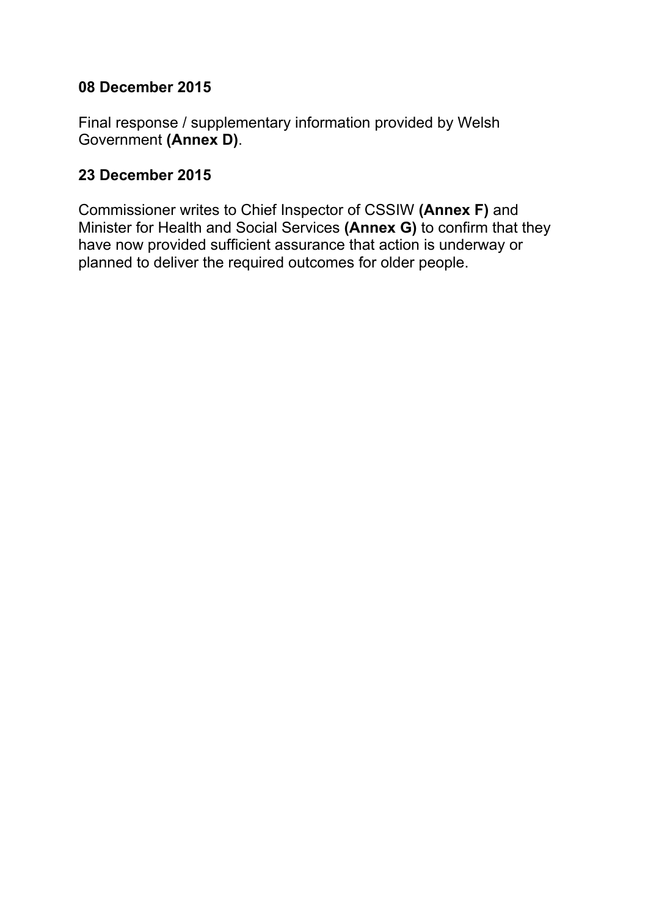**08 December 2015**

Final response / supplementary information provided by Welsh Government **(Annex D)**.

**23 December 2015**

Commissioner writes to Chief Inspector of CSSIW **(Annex F)** and Minister for Health and Social Services **(Annex G)** to confirm that they have now provided sufficient assurance that action is underway or planned to deliver the required outcomes for older people.